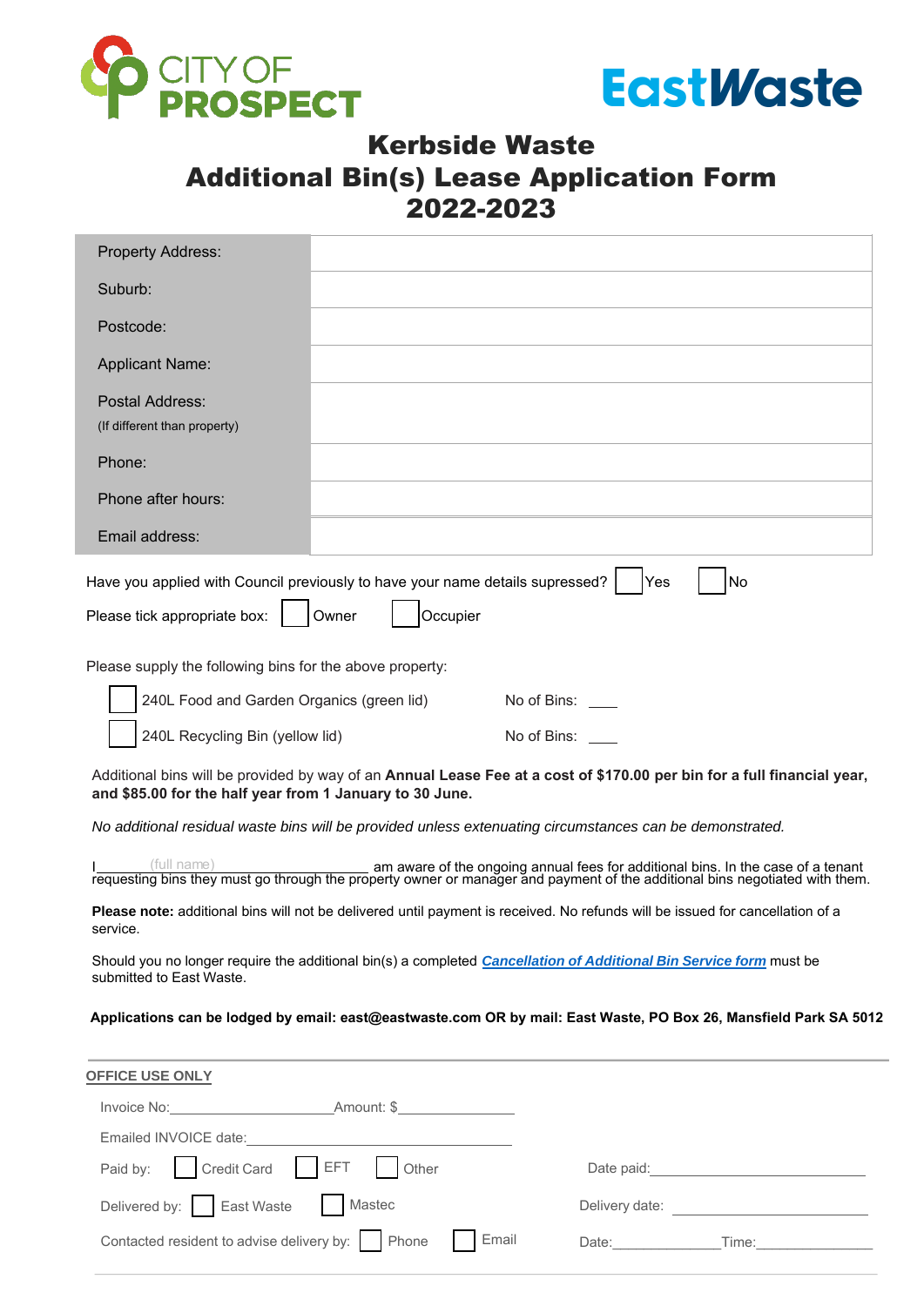CITY OF PROSPECT

EastWaste

# Kerbside Waste
# Additional Bin(s) Lease Application Form 2022-2023

| | |
|---|---|
| Property Address: | |
| Suburb: | |
| Postcode: | |
| Applicant Name: | |
| Postal Address: (If different than property) | |
| Phone: | |
| Phone after hours: | |
| Email address: | |

Have you applied with Council previously to have your name details supressed? ☐ Yes ☐ No

Please tick appropriate box: ☐ Owner ☐ Occupier

Please supply the following bins for the above property:

☐ 240L Food and Garden Organics (green lid) No of Bins: ____

☐ 240L Recycling Bin (yellow lid) No of Bins: ____

Additional bins will be provided by way of an **Annual Lease Fee at a cost of $170.00 per bin for a full financial year, and $85.00 for the half year from 1 January to 30 June.**

*No additional residual waste bins will be provided unless extenuating circumstances can be demonstrated.*

I____(full name)____________________ am aware of the ongoing annual fees for additional bins. In the case of a tenant requesting bins they must go through the property owner or manager and payment of the additional bins negotiated with them.

**Please note:** additional bins will not be delivered until payment is received. No refunds will be issued for cancellation of a service.

Should you no longer require the additional bin(s) a completed ***Cancellation of Additional Bin Service form*** must be submitted to East Waste.

**Applications can be lodged by email: east@eastwaste.com OR by mail: East Waste, PO Box 26, Mansfield Park SA 5012**

---

**OFFICE USE ONLY**

Invoice No:____________________ Amount: $______________

Emailed INVOICE date:______________________________

Paid by: ☐ Credit Card ☐ EFT ☐ Other Date paid:____________________

Delivered by: ☐ East Waste ☐ Mastec Delivery date: ____________________

Contacted resident to advise delivery by: ☐ Phone ☐ Email Date:____________ Time:____________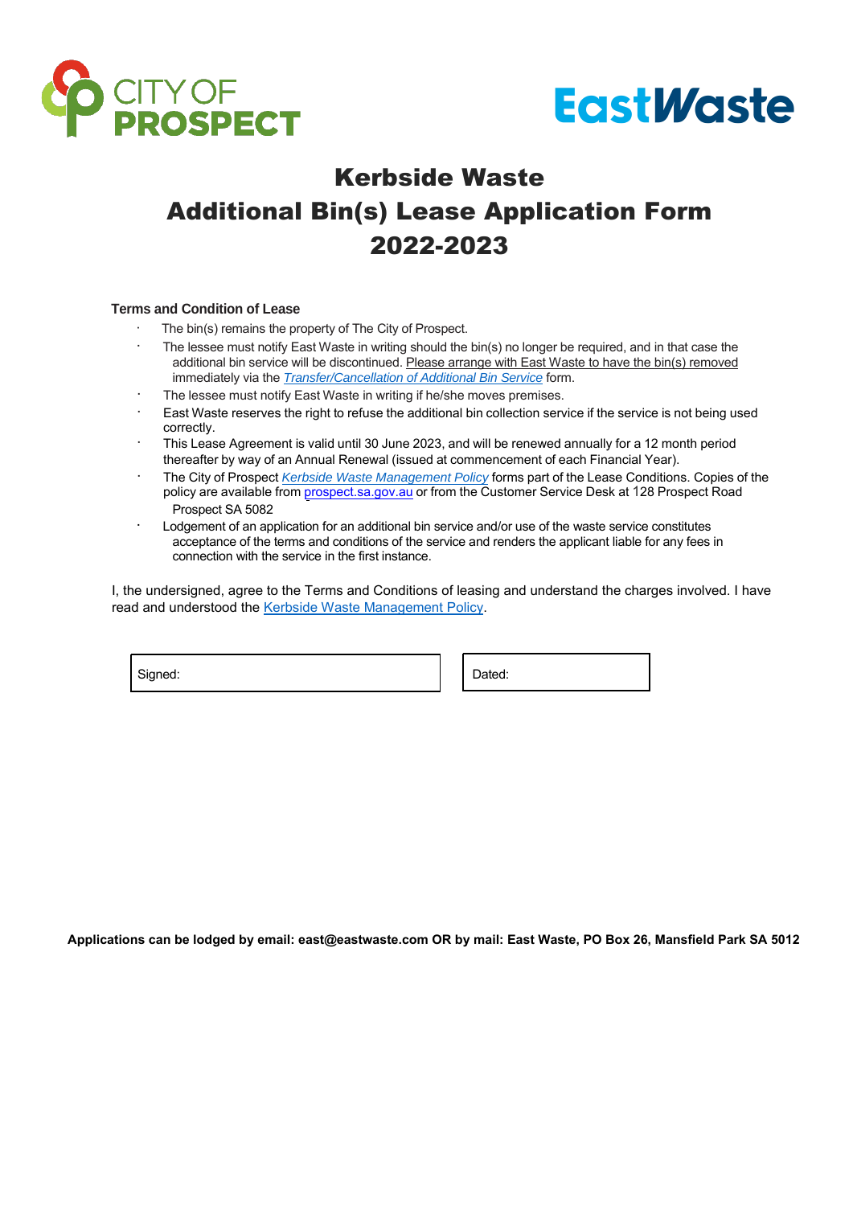# Kerbside Waste
# Additional Bin(s) Lease Application Form
# 2022-2023

**Terms and Condition of Lease**

- The bin(s) remains the property of The City of Prospect.
- The lessee must notify East Waste in writing should the bin(s) no longer be required, and in that case the additional bin service will be discontinued. Please arrange with East Waste to have the bin(s) removed immediately via the *Transfer/Cancellation of Additional Bin Service* form.
- The lessee must notify East Waste in writing if he/she moves premises.
- East Waste reserves the right to refuse the additional bin collection service if the service is not being used correctly.
- This Lease Agreement is valid until 30 June 2023, and will be renewed annually for a 12 month period thereafter by way of an Annual Renewal (issued at commencement of each Financial Year).
- The City of Prospect *Kerbside Waste Management Policy* forms part of the Lease Conditions. Copies of the policy are available from prospect.sa.gov.au or from the Customer Service Desk at 128 Prospect Road Prospect SA 5082
- Lodgement of an application for an additional bin service and/or use of the waste service constitutes acceptance of the terms and conditions of the service and renders the applicant liable for any fees in connection with the service in the first instance.

I, the undersigned, agree to the Terms and Conditions of leasing and understand the charges involved. I have read and understood the Kerbside Waste Management Policy.

| Signed: | Dated: |
|---|---|

**Applications can be lodged by email: east@eastwaste.com OR by mail: East Waste, PO Box 26, Mansfield Park SA 5012**